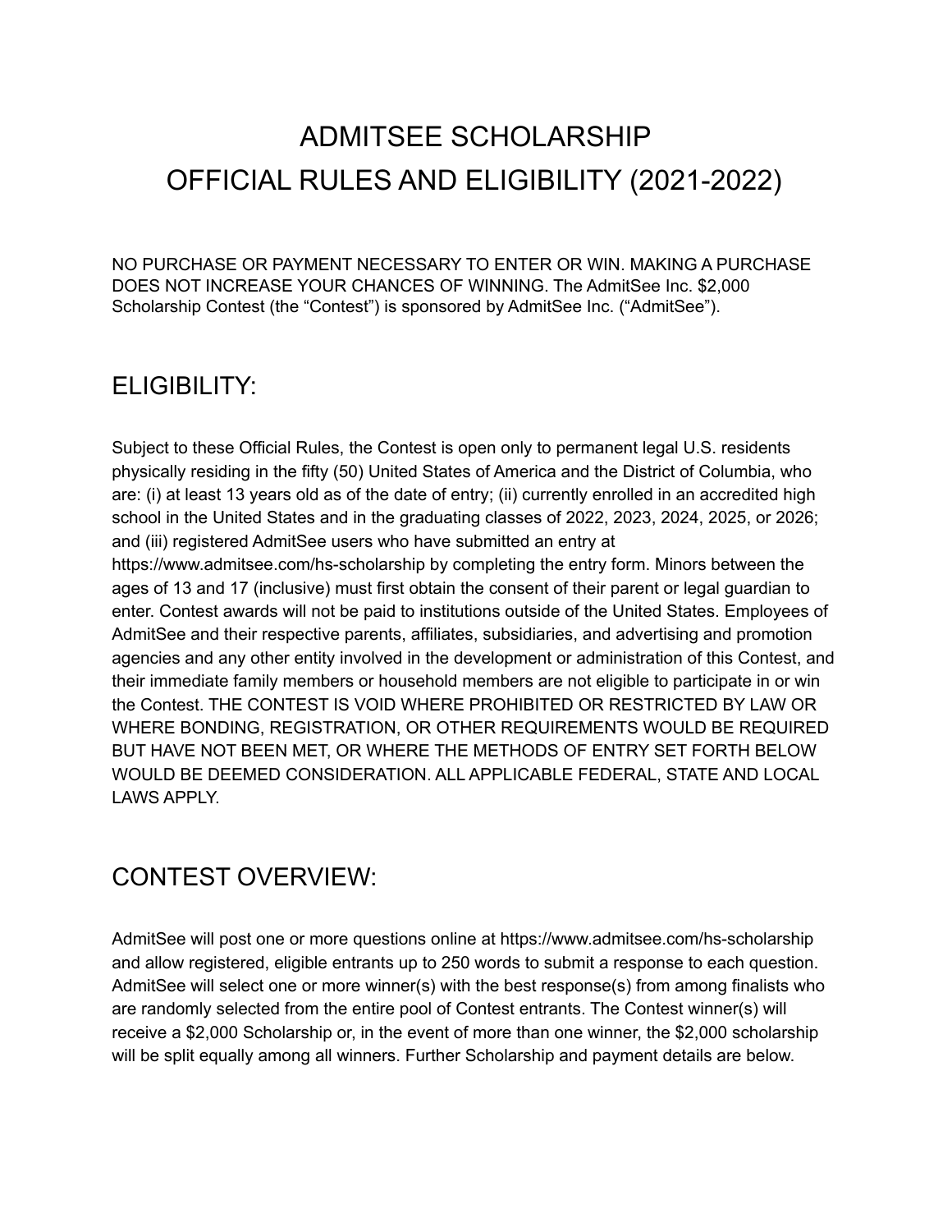# ADMITSEE SCHOLARSHIP
# OFFICIAL RULES AND ELIGIBILITY (2021-2022)

NO PURCHASE OR PAYMENT NECESSARY TO ENTER OR WIN. MAKING A PURCHASE DOES NOT INCREASE YOUR CHANCES OF WINNING. The AdmitSee Inc. $2,000 Scholarship Contest (the "Contest") is sponsored by AdmitSee Inc. ("AdmitSee").

## ELIGIBILITY:

Subject to these Official Rules, the Contest is open only to permanent legal U.S. residents physically residing in the fifty (50) United States of America and the District of Columbia, who are: (i) at least 13 years old as of the date of entry; (ii) currently enrolled in an accredited high school in the United States and in the graduating classes of 2022, 2023, 2024, 2025, or 2026; and (iii) registered AdmitSee users who have submitted an entry at https://www.admitsee.com/hs-scholarship by completing the entry form. Minors between the ages of 13 and 17 (inclusive) must first obtain the consent of their parent or legal guardian to enter. Contest awards will not be paid to institutions outside of the United States. Employees of AdmitSee and their respective parents, affiliates, subsidiaries, and advertising and promotion agencies and any other entity involved in the development or administration of this Contest, and their immediate family members or household members are not eligible to participate in or win the Contest. THE CONTEST IS VOID WHERE PROHIBITED OR RESTRICTED BY LAW OR WHERE BONDING, REGISTRATION, OR OTHER REQUIREMENTS WOULD BE REQUIRED BUT HAVE NOT BEEN MET, OR WHERE THE METHODS OF ENTRY SET FORTH BELOW WOULD BE DEEMED CONSIDERATION. ALL APPLICABLE FEDERAL, STATE AND LOCAL LAWS APPLY.

## CONTEST OVERVIEW:

AdmitSee will post one or more questions online at https://www.admitsee.com/hs-scholarship and allow registered, eligible entrants up to 250 words to submit a response to each question. AdmitSee will select one or more winner(s) with the best response(s) from among finalists who are randomly selected from the entire pool of Contest entrants. The Contest winner(s) will receive a $2,000 Scholarship or, in the event of more than one winner, the $2,000 scholarship will be split equally among all winners. Further Scholarship and payment details are below.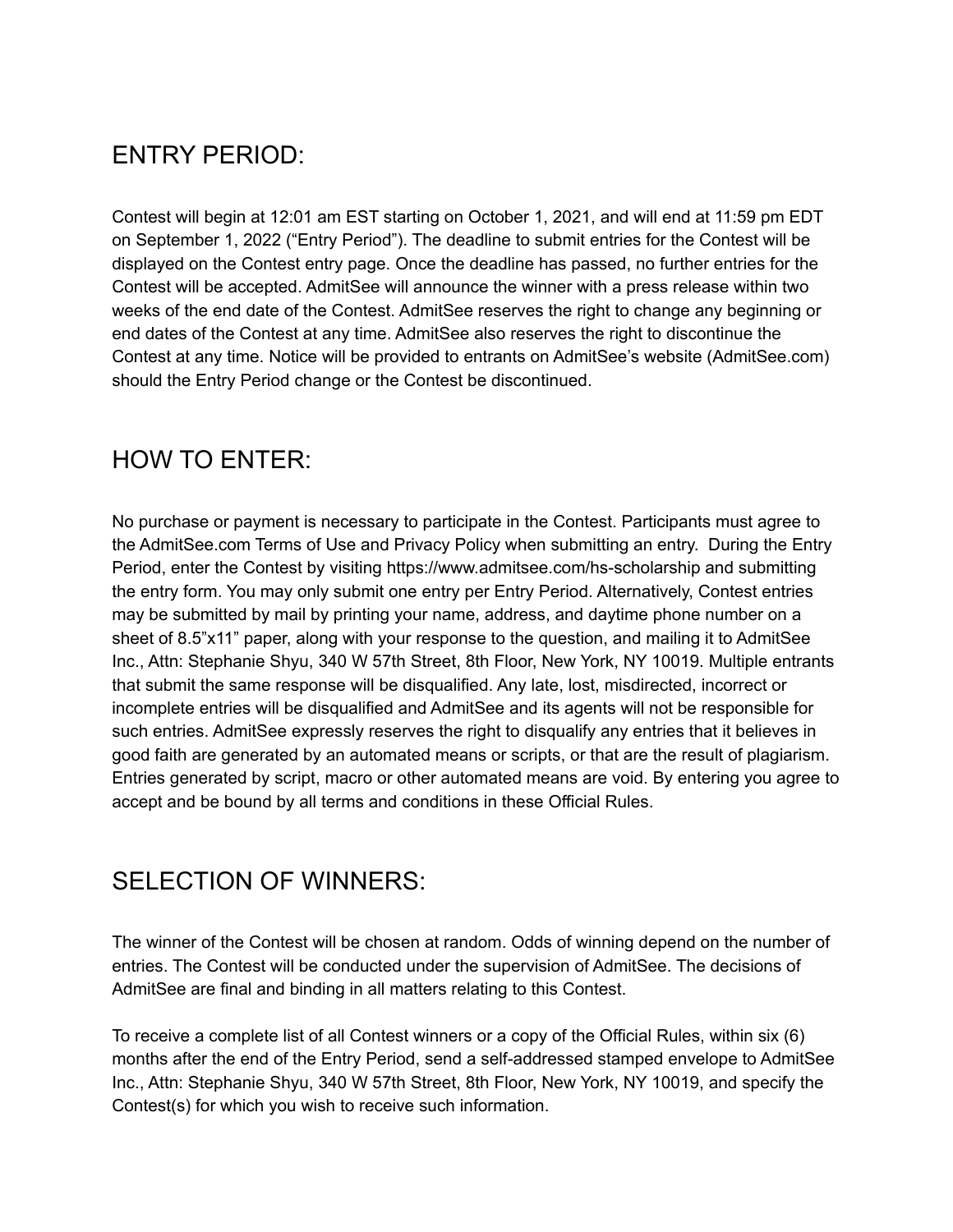## ENTRY PERIOD:

Contest will begin at 12:01 am EST starting on October 1, 2021, and will end at 11:59 pm EDT on September 1, 2022 ("Entry Period"). The deadline to submit entries for the Contest will be displayed on the Contest entry page. Once the deadline has passed, no further entries for the Contest will be accepted. AdmitSee will announce the winner with a press release within two weeks of the end date of the Contest. AdmitSee reserves the right to change any beginning or end dates of the Contest at any time. AdmitSee also reserves the right to discontinue the Contest at any time. Notice will be provided to entrants on AdmitSee's website (AdmitSee.com) should the Entry Period change or the Contest be discontinued.

## HOW TO ENTER:

No purchase or payment is necessary to participate in the Contest. Participants must agree to the AdmitSee.com Terms of Use and Privacy Policy when submitting an entry. During the Entry Period, enter the Contest by visiting https://www.admitsee.com/hs-scholarship and submitting the entry form. You may only submit one entry per Entry Period. Alternatively, Contest entries may be submitted by mail by printing your name, address, and daytime phone number on a sheet of 8.5"x11" paper, along with your response to the question, and mailing it to AdmitSee Inc., Attn: Stephanie Shyu, 340 W 57th Street, 8th Floor, New York, NY 10019. Multiple entrants that submit the same response will be disqualified. Any late, lost, misdirected, incorrect or incomplete entries will be disqualified and AdmitSee and its agents will not be responsible for such entries. AdmitSee expressly reserves the right to disqualify any entries that it believes in good faith are generated by an automated means or scripts, or that are the result of plagiarism. Entries generated by script, macro or other automated means are void. By entering you agree to accept and be bound by all terms and conditions in these Official Rules.

## SELECTION OF WINNERS:

The winner of the Contest will be chosen at random. Odds of winning depend on the number of entries. The Contest will be conducted under the supervision of AdmitSee. The decisions of AdmitSee are final and binding in all matters relating to this Contest.

To receive a complete list of all Contest winners or a copy of the Official Rules, within six (6) months after the end of the Entry Period, send a self-addressed stamped envelope to AdmitSee Inc., Attn: Stephanie Shyu, 340 W 57th Street, 8th Floor, New York, NY 10019, and specify the Contest(s) for which you wish to receive such information.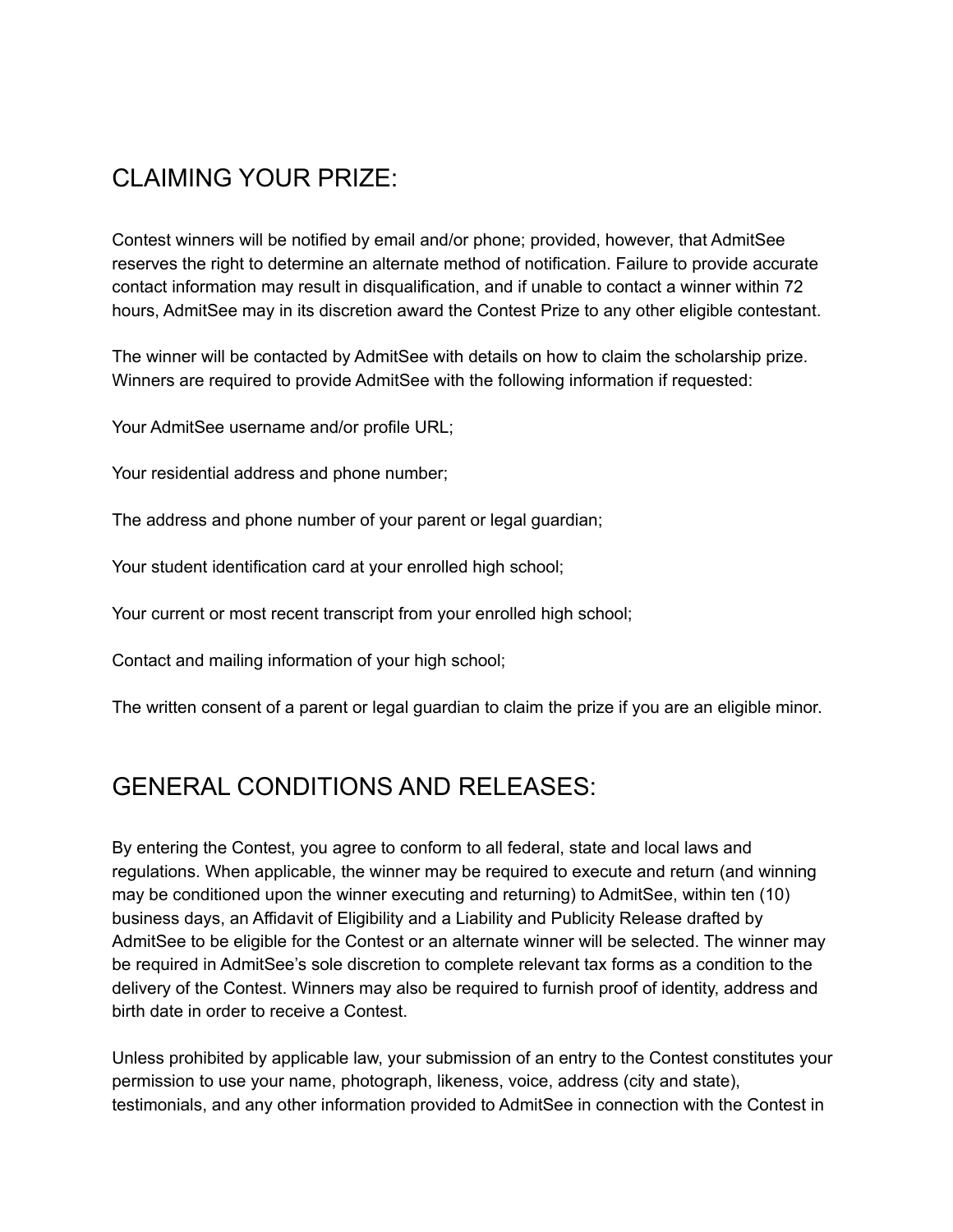## CLAIMING YOUR PRIZE:

Contest winners will be notified by email and/or phone; provided, however, that AdmitSee reserves the right to determine an alternate method of notification. Failure to provide accurate contact information may result in disqualification, and if unable to contact a winner within 72 hours, AdmitSee may in its discretion award the Contest Prize to any other eligible contestant.

The winner will be contacted by AdmitSee with details on how to claim the scholarship prize. Winners are required to provide AdmitSee with the following information if requested:

Your AdmitSee username and/or profile URL;

Your residential address and phone number;

The address and phone number of your parent or legal guardian;

Your student identification card at your enrolled high school;

Your current or most recent transcript from your enrolled high school;

Contact and mailing information of your high school;

The written consent of a parent or legal guardian to claim the prize if you are an eligible minor.

## GENERAL CONDITIONS AND RELEASES:

By entering the Contest, you agree to conform to all federal, state and local laws and regulations. When applicable, the winner may be required to execute and return (and winning may be conditioned upon the winner executing and returning) to AdmitSee, within ten (10) business days, an Affidavit of Eligibility and a Liability and Publicity Release drafted by AdmitSee to be eligible for the Contest or an alternate winner will be selected. The winner may be required in AdmitSee's sole discretion to complete relevant tax forms as a condition to the delivery of the Contest. Winners may also be required to furnish proof of identity, address and birth date in order to receive a Contest.

Unless prohibited by applicable law, your submission of an entry to the Contest constitutes your permission to use your name, photograph, likeness, voice, address (city and state), testimonials, and any other information provided to AdmitSee in connection with the Contest in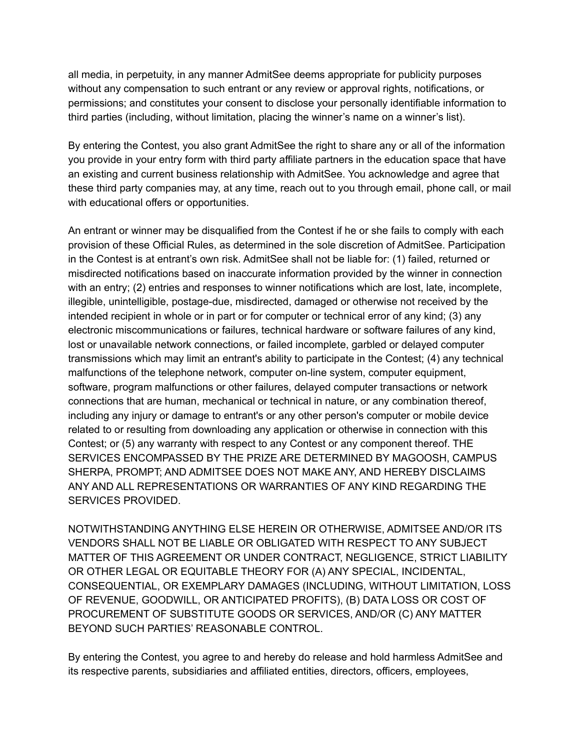all media, in perpetuity, in any manner AdmitSee deems appropriate for publicity purposes without any compensation to such entrant or any review or approval rights, notifications, or permissions; and constitutes your consent to disclose your personally identifiable information to third parties (including, without limitation, placing the winner's name on a winner's list).

By entering the Contest, you also grant AdmitSee the right to share any or all of the information you provide in your entry form with third party affiliate partners in the education space that have an existing and current business relationship with AdmitSee. You acknowledge and agree that these third party companies may, at any time, reach out to you through email, phone call, or mail with educational offers or opportunities.

An entrant or winner may be disqualified from the Contest if he or she fails to comply with each provision of these Official Rules, as determined in the sole discretion of AdmitSee. Participation in the Contest is at entrant's own risk. AdmitSee shall not be liable for: (1) failed, returned or misdirected notifications based on inaccurate information provided by the winner in connection with an entry; (2) entries and responses to winner notifications which are lost, late, incomplete, illegible, unintelligible, postage-due, misdirected, damaged or otherwise not received by the intended recipient in whole or in part or for computer or technical error of any kind; (3) any electronic miscommunications or failures, technical hardware or software failures of any kind, lost or unavailable network connections, or failed incomplete, garbled or delayed computer transmissions which may limit an entrant's ability to participate in the Contest; (4) any technical malfunctions of the telephone network, computer on-line system, computer equipment, software, program malfunctions or other failures, delayed computer transactions or network connections that are human, mechanical or technical in nature, or any combination thereof, including any injury or damage to entrant's or any other person's computer or mobile device related to or resulting from downloading any application or otherwise in connection with this Contest; or (5) any warranty with respect to any Contest or any component thereof. THE SERVICES ENCOMPASSED BY THE PRIZE ARE DETERMINED BY MAGOOSH, CAMPUS SHERPA, PROMPT; AND ADMITSEE DOES NOT MAKE ANY, AND HEREBY DISCLAIMS ANY AND ALL REPRESENTATIONS OR WARRANTIES OF ANY KIND REGARDING THE SERVICES PROVIDED.

NOTWITHSTANDING ANYTHING ELSE HEREIN OR OTHERWISE, ADMITSEE AND/OR ITS VENDORS SHALL NOT BE LIABLE OR OBLIGATED WITH RESPECT TO ANY SUBJECT MATTER OF THIS AGREEMENT OR UNDER CONTRACT, NEGLIGENCE, STRICT LIABILITY OR OTHER LEGAL OR EQUITABLE THEORY FOR (A) ANY SPECIAL, INCIDENTAL, CONSEQUENTIAL, OR EXEMPLARY DAMAGES (INCLUDING, WITHOUT LIMITATION, LOSS OF REVENUE, GOODWILL, OR ANTICIPATED PROFITS), (B) DATA LOSS OR COST OF PROCUREMENT OF SUBSTITUTE GOODS OR SERVICES, AND/OR (C) ANY MATTER BEYOND SUCH PARTIES' REASONABLE CONTROL.

By entering the Contest, you agree to and hereby do release and hold harmless AdmitSee and its respective parents, subsidiaries and affiliated entities, directors, officers, employees,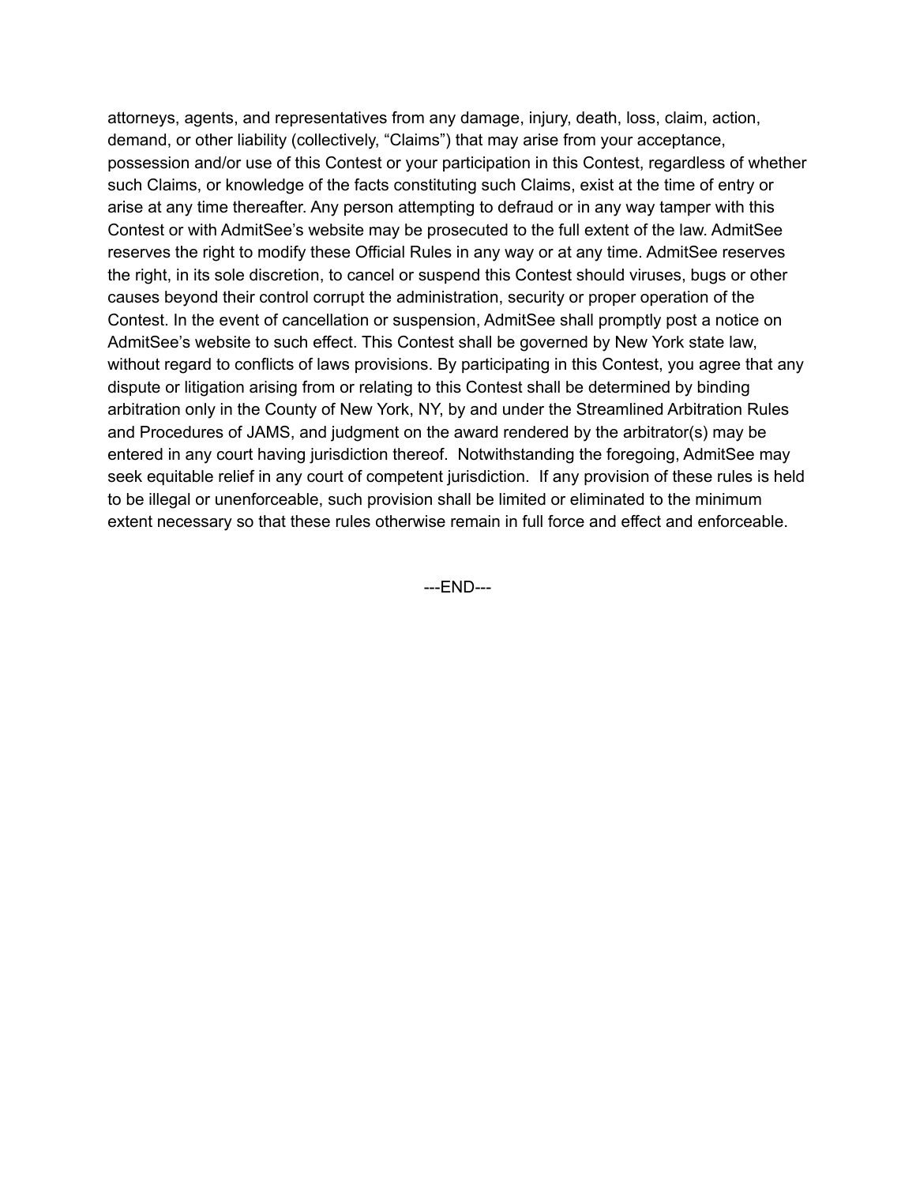attorneys, agents, and representatives from any damage, injury, death, loss, claim, action, demand, or other liability (collectively, "Claims") that may arise from your acceptance, possession and/or use of this Contest or your participation in this Contest, regardless of whether such Claims, or knowledge of the facts constituting such Claims, exist at the time of entry or arise at any time thereafter. Any person attempting to defraud or in any way tamper with this Contest or with AdmitSee's website may be prosecuted to the full extent of the law. AdmitSee reserves the right to modify these Official Rules in any way or at any time. AdmitSee reserves the right, in its sole discretion, to cancel or suspend this Contest should viruses, bugs or other causes beyond their control corrupt the administration, security or proper operation of the Contest. In the event of cancellation or suspension, AdmitSee shall promptly post a notice on AdmitSee's website to such effect. This Contest shall be governed by New York state law, without regard to conflicts of laws provisions. By participating in this Contest, you agree that any dispute or litigation arising from or relating to this Contest shall be determined by binding arbitration only in the County of New York, NY, by and under the Streamlined Arbitration Rules and Procedures of JAMS, and judgment on the award rendered by the arbitrator(s) may be entered in any court having jurisdiction thereof. Notwithstanding the foregoing, AdmitSee may seek equitable relief in any court of competent jurisdiction. If any provision of these rules is held to be illegal or unenforceable, such provision shall be limited or eliminated to the minimum extent necessary so that these rules otherwise remain in full force and effect and enforceable.

---END---